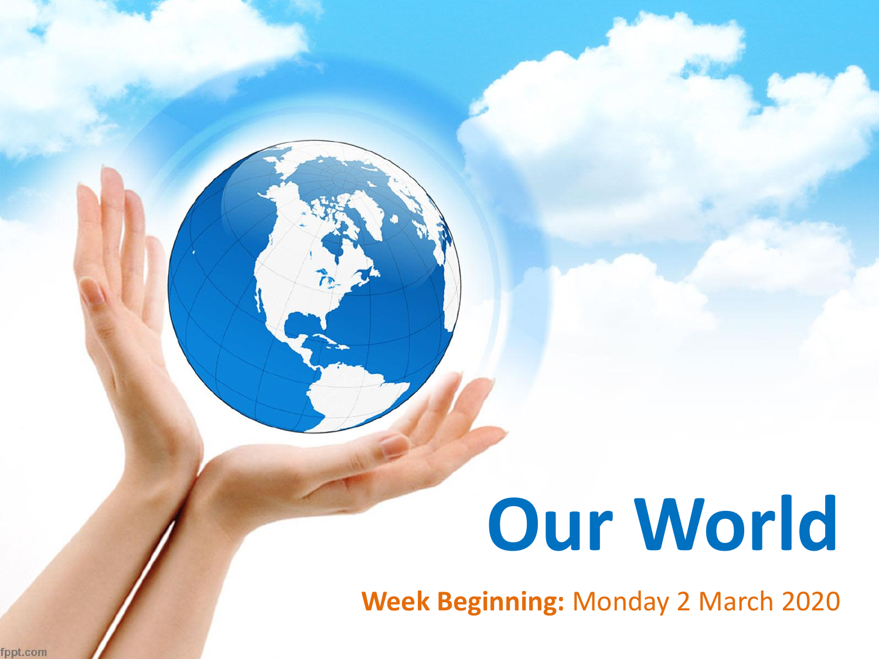# Our World

**Week Beginning:** Monday 2 March 2020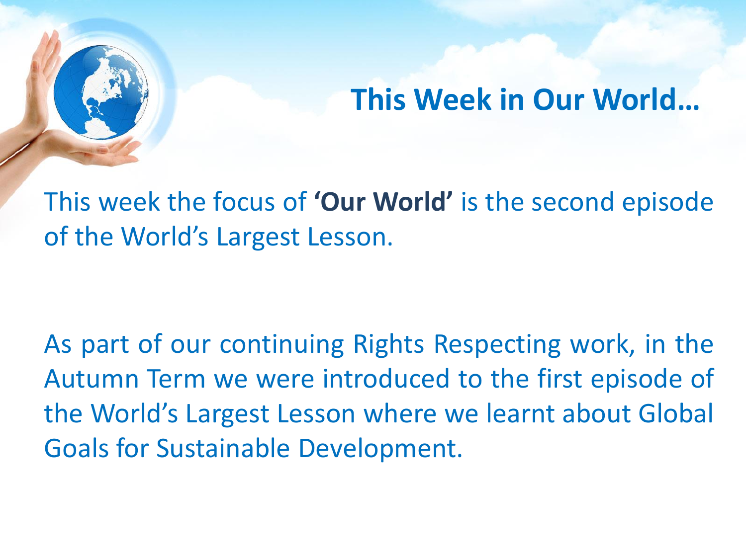# This Week in Our World…

This week the focus of **'Our World'** is the second episode of the World's Largest Lesson.

As part of our continuing Rights Respecting work, in the Autumn Term we were introduced to the first episode of the World's Largest Lesson where we learnt about Global Goals for Sustainable Development.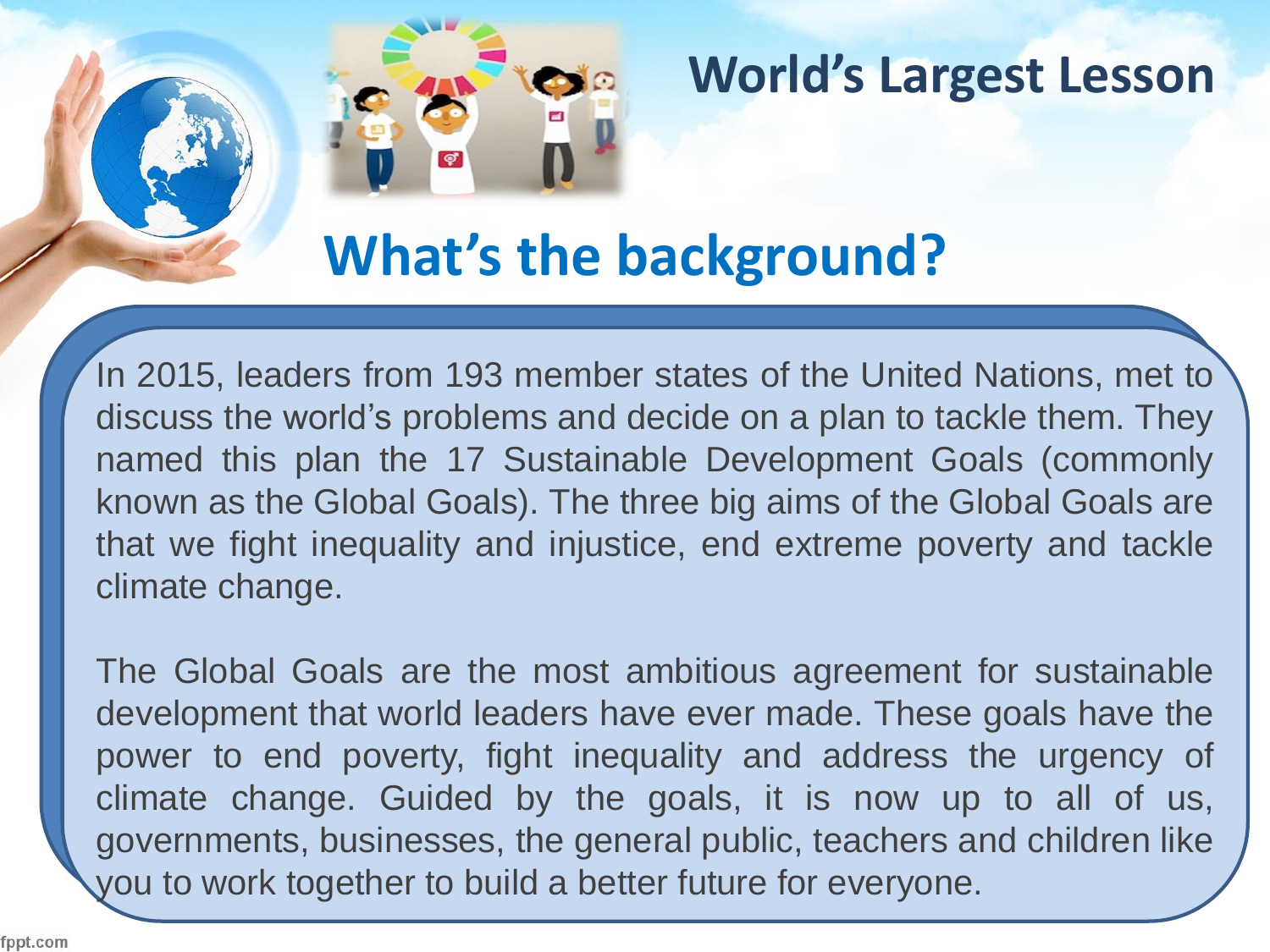# World's Largest Lesson

## What's the background?

In 2015, leaders from 193 member states of the United Nations, met to discuss the world's problems and decide on a plan to tackle them. They named this plan the 17 Sustainable Development Goals (commonly known as the Global Goals). The three big aims of the Global Goals are that we fight inequality and injustice, end extreme poverty and tackle climate change.

The Global Goals are the most ambitious agreement for sustainable development that world leaders have ever made. These goals have the power to end poverty, fight inequality and address the urgency of climate change. Guided by the goals, it is now up to all of us, governments, businesses, the general public, teachers and children like you to work together to build a better future for everyone.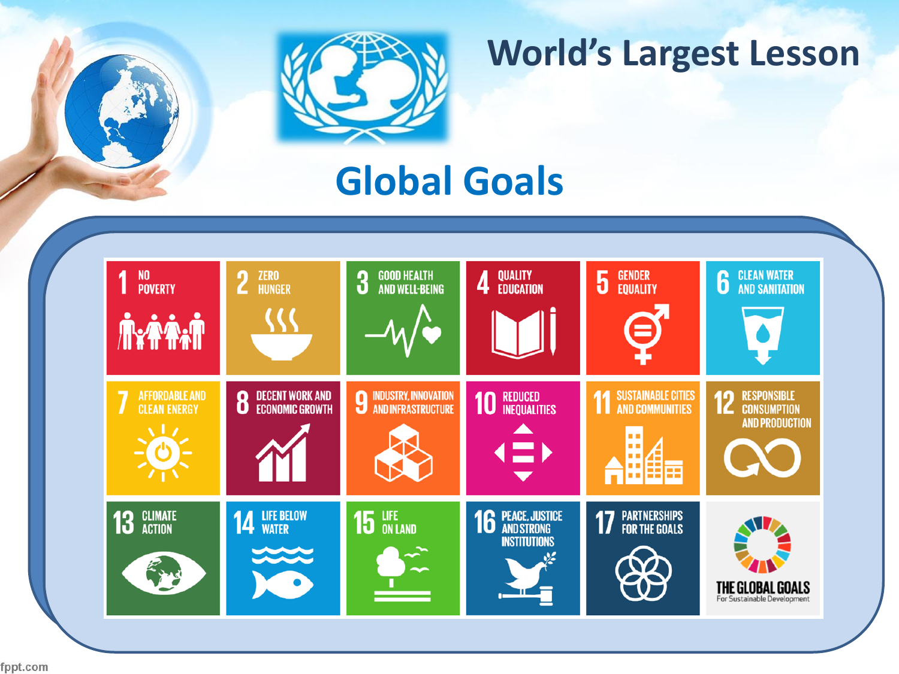# World's Largest Lesson

## Global Goals

1. NO POVERTY
2. ZERO HUNGER
3. GOOD HEALTH AND WELL-BEING
4. QUALITY EDUCATION
5. GENDER EQUALITY
6. CLEAN WATER AND SANITATION
7. AFFORDABLE AND CLEAN ENERGY
8. DECENT WORK AND ECONOMIC GROWTH
9. INDUSTRY, INNOVATION AND INFRASTRUCTURE
10. REDUCED INEQUALITIES
11. SUSTAINABLE CITIES AND COMMUNITIES
12. RESPONSIBLE CONSUMPTION AND PRODUCTION
13. CLIMATE ACTION
14. LIFE BELOW WATER
15. LIFE ON LAND
16. PEACE, JUSTICE AND STRONG INSTITUTIONS
17. PARTNERSHIPS FOR THE GOALS

THE GLOBAL GOALS
For Sustainable Development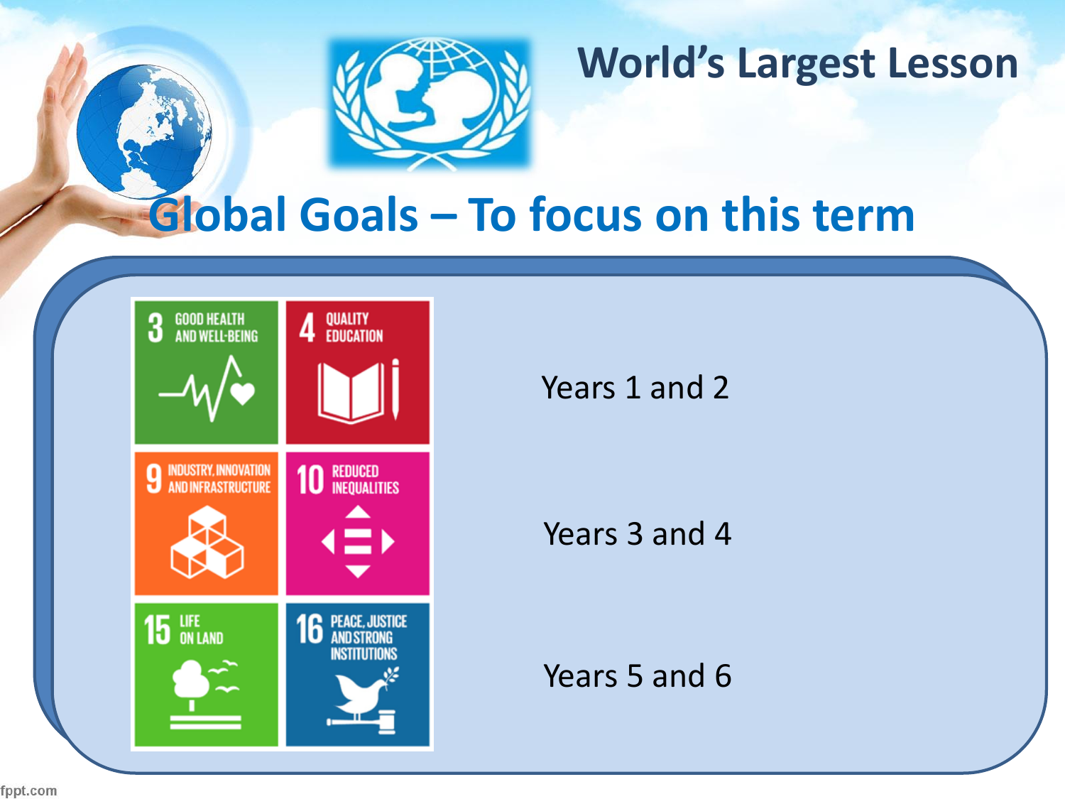# World's Largest Lesson

## Global Goals – To focus on this term

| | | |
|---|---|---|
| 3 GOOD HEALTH AND WELL-BEING | 4 QUALITY EDUCATION | Years 1 and 2 |
| 9 INDUSTRY, INNOVATION AND INFRASTRUCTURE | 10 REDUCED INEQUALITIES | Years 3 and 4 |
| 15 LIFE ON LAND | 16 PEACE, JUSTICE AND STRONG INSTITUTIONS | Years 5 and 6 |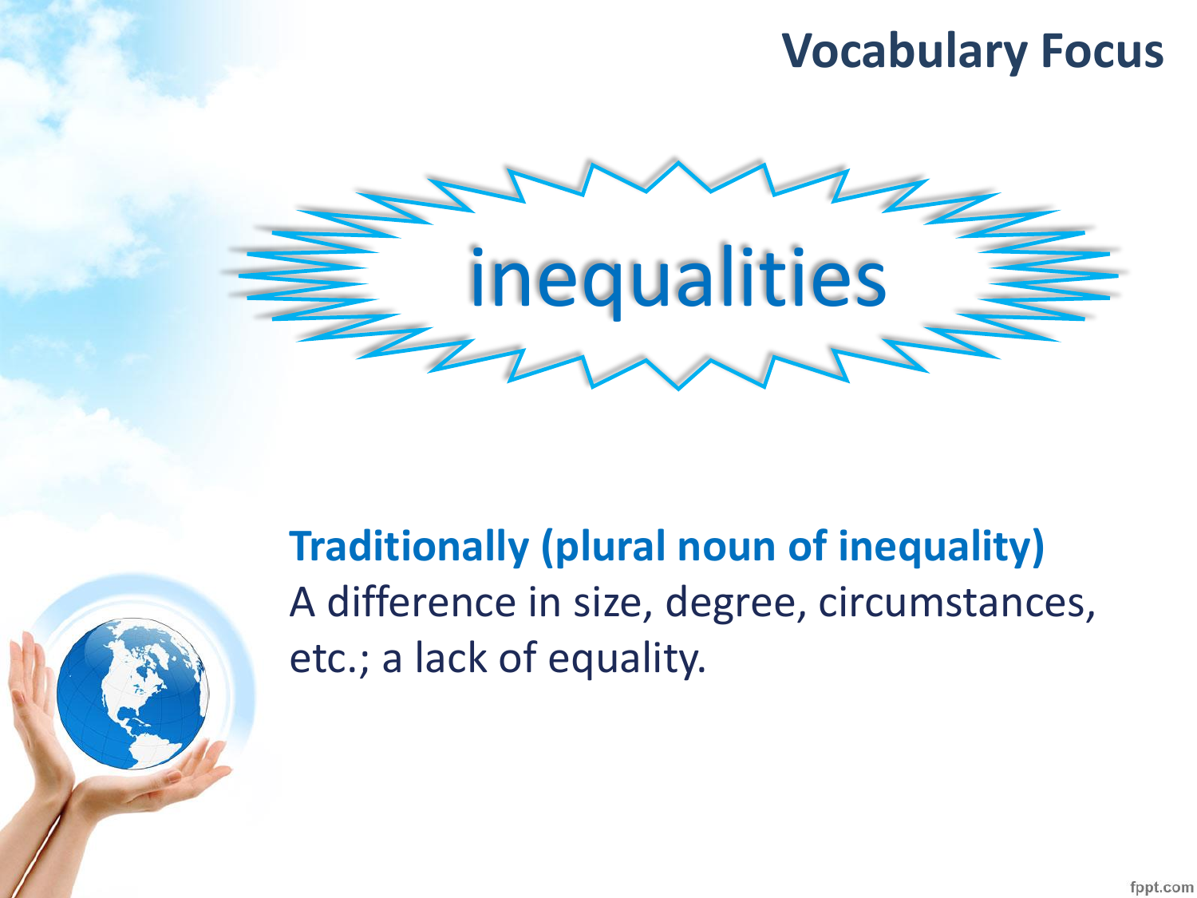## Vocabulary Focus

# inequalities

**Traditionally (plural noun of inequality)**
A difference in size, degree, circumstances, etc.; a lack of equality.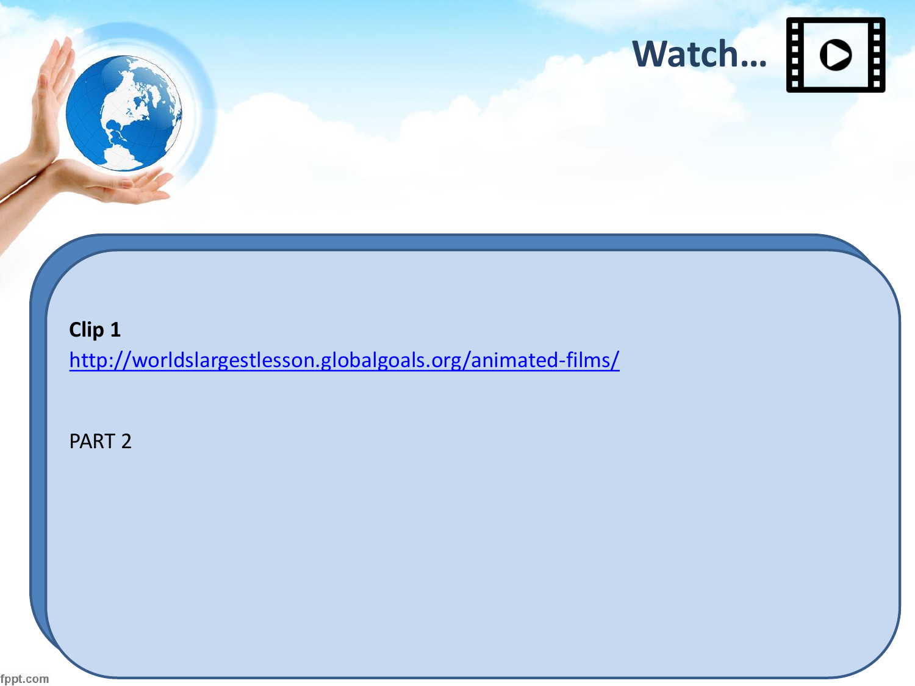# Watch...

**Clip 1**

http://worldslargestlesson.globalgoals.org/animated-films/

PART 2